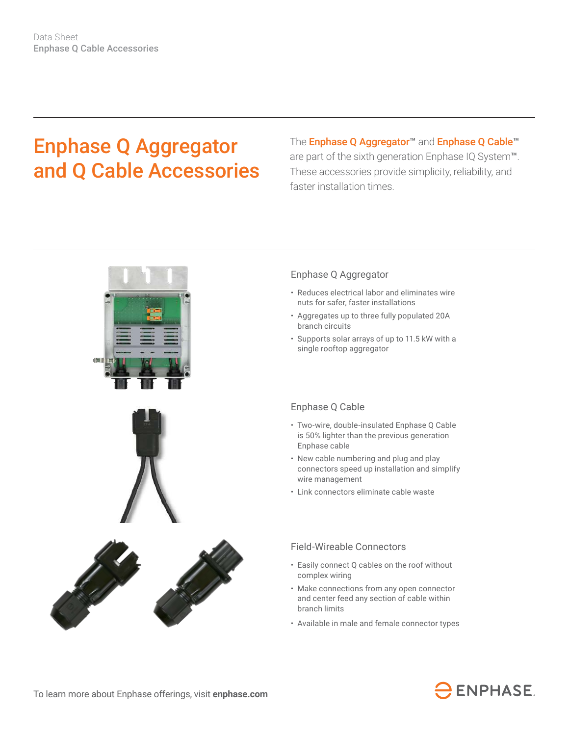Data Sheet
Enphase Q Cable Accessories

# Enphase Q Aggregator and Q Cable Accessories

The **Enphase Q Aggregator™** and **Enphase Q Cable™** are part of the sixth generation Enphase IQ System™. These accessories provide simplicity, reliability, and faster installation times.

## Enphase Q Aggregator

- Reduces electrical labor and eliminates wire nuts for safer, faster installations
- Aggregates up to three fully populated 20A branch circuits
- Supports solar arrays of up to 11.5 kW with a single rooftop aggregator

## Enphase Q Cable

- Two-wire, double-insulated Enphase Q Cable is 50% lighter than the previous generation Enphase cable
- New cable numbering and plug and play connectors speed up installation and simplify wire management
- Link connectors eliminate cable waste

## Field-Wireable Connectors

- Easily connect Q cables on the roof without complex wiring
- Make connections from any open connector and center feed any section of cable within branch limits
- Available in male and female connector types

To learn more about Enphase offerings, visit **enphase.com**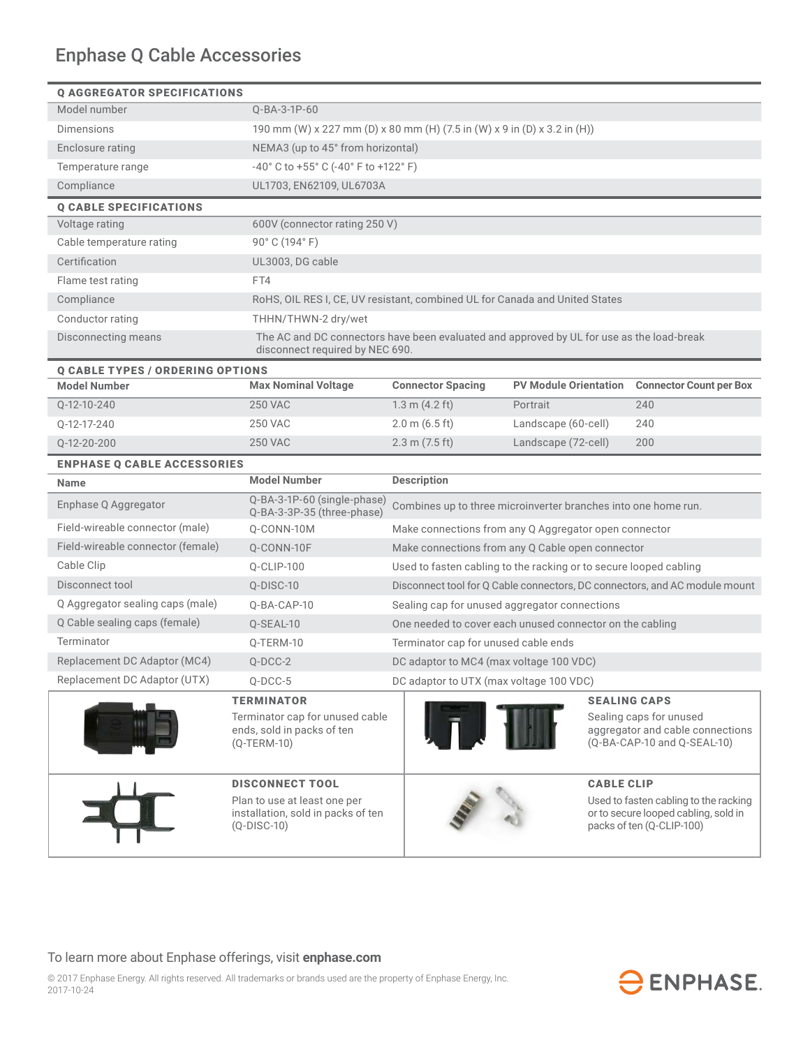# Enphase Q Cable Accessories

| Q AGGREGATOR SPECIFICATIONS | |
|---|---|
| Model number | Q-BA-3-1P-60 |
| Dimensions | 190 mm (W) x 227 mm (D) x 80 mm (H) (7.5 in (W) x 9 in (D) x 3.2 in (H)) |
| Enclosure rating | NEMA3 (up to 45° from horizontal) |
| Temperature range | -40° C to +55° C (-40° F to +122° F) |
| Compliance | UL1703, EN62109, UL6703A |

| Q CABLE SPECIFICATIONS | |
|---|---|
| Voltage rating | 600V (connector rating 250 V) |
| Cable temperature rating | 90° C (194° F) |
| Certification | UL3003, DG cable |
| Flame test rating | FT4 |
| Compliance | RoHS, OIL RES I, CE, UV resistant, combined UL for Canada and United States |
| Conductor rating | THHN/THWN-2 dry/wet |
| Disconnecting means | The AC and DC connectors have been evaluated and approved by UL for use as the load-break disconnect required by NEC 690. |

**Q CABLE TYPES / ORDERING OPTIONS**

| Model Number | Max Nominal Voltage | Connector Spacing | PV Module Orientation | Connector Count per Box |
|---|---|---|---|---|
| Q-12-10-240 | 250 VAC | 1.3 m (4.2 ft) | Portrait | 240 |
| Q-12-17-240 | 250 VAC | 2.0 m (6.5 ft) | Landscape (60-cell) | 240 |
| Q-12-20-200 | 250 VAC | 2.3 m (7.5 ft) | Landscape (72-cell) | 200 |

**ENPHASE Q CABLE ACCESSORIES**

| Name | Model Number | Description |
|---|---|---|
| Enphase Q Aggregator | Q-BA-3-1P-60 (single-phase)<br>Q-BA-3-3P-35 (three-phase) | Combines up to three microinverter branches into one home run. |
| Field-wireable connector (male) | Q-CONN-10M | Make connections from any Q Aggregator open connector |
| Field-wireable connector (female) | Q-CONN-10F | Make connections from any Q Cable open connector |
| Cable Clip | Q-CLIP-100 | Used to fasten cabling to the racking or to secure looped cabling |
| Disconnect tool | Q-DISC-10 | Disconnect tool for Q Cable connectors, DC connectors, and AC module mount |
| Q Aggregator sealing caps (male) | Q-BA-CAP-10 | Sealing cap for unused aggregator connections |
| Q Cable sealing caps (female) | Q-SEAL-10 | One needed to cover each unused connector on the cabling |
| Terminator | Q-TERM-10 | Terminator cap for unused cable ends |
| Replacement DC Adaptor (MC4) | Q-DCC-2 | DC adaptor to MC4 (max voltage 100 VDC) |
| Replacement DC Adaptor (UTX) | Q-DCC-5 | DC adaptor to UTX (max voltage 100 VDC) |

**TERMINATOR**

Terminator cap for unused cable ends, sold in packs of ten (Q-TERM-10)

**SEALING CAPS**

Sealing caps for unused aggregator and cable connections (Q-BA-CAP-10 and Q-SEAL-10)

**DISCONNECT TOOL**

Plan to use at least one per installation, sold in packs of ten (Q-DISC-10)

**CABLE CLIP**

Used to fasten cabling to the racking or to secure looped cabling, sold in packs of ten (Q-CLIP-100)

To learn more about Enphase offerings, visit **enphase.com**

© 2017 Enphase Energy. All rights reserved. All trademarks or brands used are the property of Enphase Energy, Inc.
2017-10-24